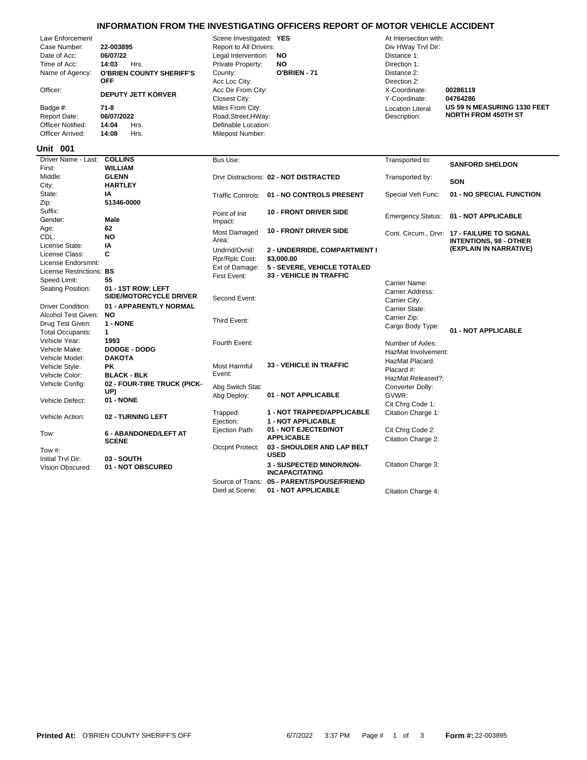# INFORMATION FROM THE INVESTIGATING OFFICERS REPORT OF MOTOR VEHICLE ACCIDENT

| | | | | | |
|---|---|---|---|---|---|
| Law Enforcement | | Scene Investigated: | YES | At Intersection with: | |
| Case Number: | 22-003895 | Report to All Drivers: | | Div HWay Trvl Dir: | |
| Date of Acc: | 06/07/22 | Legal Intervention: | NO | Distance 1: | |
| Time of Acc: | 14:03 Hrs. | Private Property: | NO | Direction 1: | |
| Name of Agency: | O'BRIEN COUNTY SHERIFF'S OFF | County: | O'BRIEN - 71 | Distance 2: | |
| | | Acc Loc City: | | Direction 2: | |
| Officer: | DEPUTY JETT KORVER | Acc Dir From City: | | X-Coordinate: | 00286119 |
| | | Closest City: | | Y-Coordinate: | 04764286 |
| Badge #: | 71-8 | Miles From City: | | Location Literal Description: | US 59 N MEASURING 1330 FEET NORTH FROM 450TH ST |
| Report Date: | 06/07/2022 | Road,Street,HWay: | | | |
| Officer Notified: | 14:04 Hrs. | Definable Location: | | | |
| Officer Arrived: | 14:08 Hrs. | Milepost Number: | | | |

## Unit 001

| | | | | | |
|---|---|---|---|---|---|
| Driver Name - Last: | COLLINS | Bus Use: | | Transported to: | SANFORD SHELDON |
| First: | WILLIAM | | | | |
| Middle: | GLENN | Drvr Distractions: | 02 - NOT DISTRACTED | Transported by: | SON |
| City: | HARTLEY | | | | |
| State: | IA | Traffic Controls: | 01 - NO CONTROLS PRESENT | Special Veh Func: | 01 - NO SPECIAL FUNCTION |
| Zip: | 51346-0000 | | | | |
| Suffix: | | Point of Init Impact: | 10 - FRONT DRIVER SIDE | Emergency Status: | 01 - NOT APPLICABLE |
| Gender: | Male | | | | |
| Age: | 62 | Most Damaged Area: | 10 - FRONT DRIVER SIDE | Cont. Circum., Drvr: | 17 - FAILURE TO SIGNAL INTENTIONS, 98 - OTHER (EXPLAIN IN NARRATIVE) |
| CDL: | NO | | | | |
| License State: | IA | Undrrid/Ovrid: | 2 - UNDERRIDE, COMPARTMENT I | | |
| License Class: | C | Rpr/Rplc Cost: | $3,000.00 | | |
| License Endorsmnt: | | Ext of Damage: | 5 - SEVERE, VEHICLE TOTALED | | |
| License Restrictions: | BS | First Event: | 33 - VEHICLE IN TRAFFIC | | |
| Speed Limit: | 55 | | | Carrier Name: | |
| Seating Position: | 01 - 1ST ROW: LEFT SIDE/MOTORCYCLE DRIVER | Second Event: | | Carrier Address: | |
| | | | | Carrier City: | |
| Driver Condition: | 01 - APPARENTLY NORMAL | | | Carrier State: | |
| Alcohol Test Given: | NO | Third Event: | | Carrier Zip: | |
| Drug Test Given: | 1 - NONE | | | Cargo Body Type: | 01 - NOT APPLICABLE |
| Total Occupants: | 1 | | | | |
| Vehicle Year: | 1993 | Fourth Event: | | Number of Axles: | |
| Vehicle Make: | DODGE - DODG | | | HazMat Involvement: | |
| Vehicle Model: | DAKOTA | | | HazMat Placard: | |
| Vehicle Style: | PK | Most Harmful Event: | 33 - VEHICLE IN TRAFFIC | Placard #: | |
| Vehicle Color: | BLACK - BLK | | | HazMat Released?: | |
| Vehicle Config: | 02 - FOUR-TIRE TRUCK (PICK-UP) | Abg Switch Stat: | | Converter Dolly: | |
| Vehicle Defect: | 01 - NONE | Abg Deploy: | 01 - NOT APPLICABLE | GVWR: | |
| | | | | Cit Chrg Code 1: | |
| Vehicle Action: | 02 - TURNING LEFT | Trapped: | 1 - NOT TRAPPED/APPLICABLE | Citation Charge 1: | |
| | | Ejection: | 1 - NOT APPLICABLE | | |
| Tow: | 6 - ABANDONED/LEFT AT SCENE | Ejection Path: | 01 - NOT EJECTED/NOT APPLICABLE | Cit Chrg Code 2: | |
| | | | | Citation Charge 2: | |
| Tow #: | | Occpnt Protect: | 03 - SHOULDER AND LAP BELT USED | | |
| Initial Trvl Dir: | 03 - SOUTH | | | | |
| Vision Obscured: | 01 - NOT OBSCURED | | 3 - SUSPECTED MINOR/NON-INCAPACITATING | Citation Charge 3: | |
| | | Source of Trans: | 05 - PARENT/SPOUSE/FRIEND | | |
| | | Died at Scene: | 01 - NOT APPLICABLE | Citation Charge 4: | |

Printed At: O'BRIEN COUNTY SHERIFF'S OFF 6/7/2022 3:37 PM Form #: 22-003895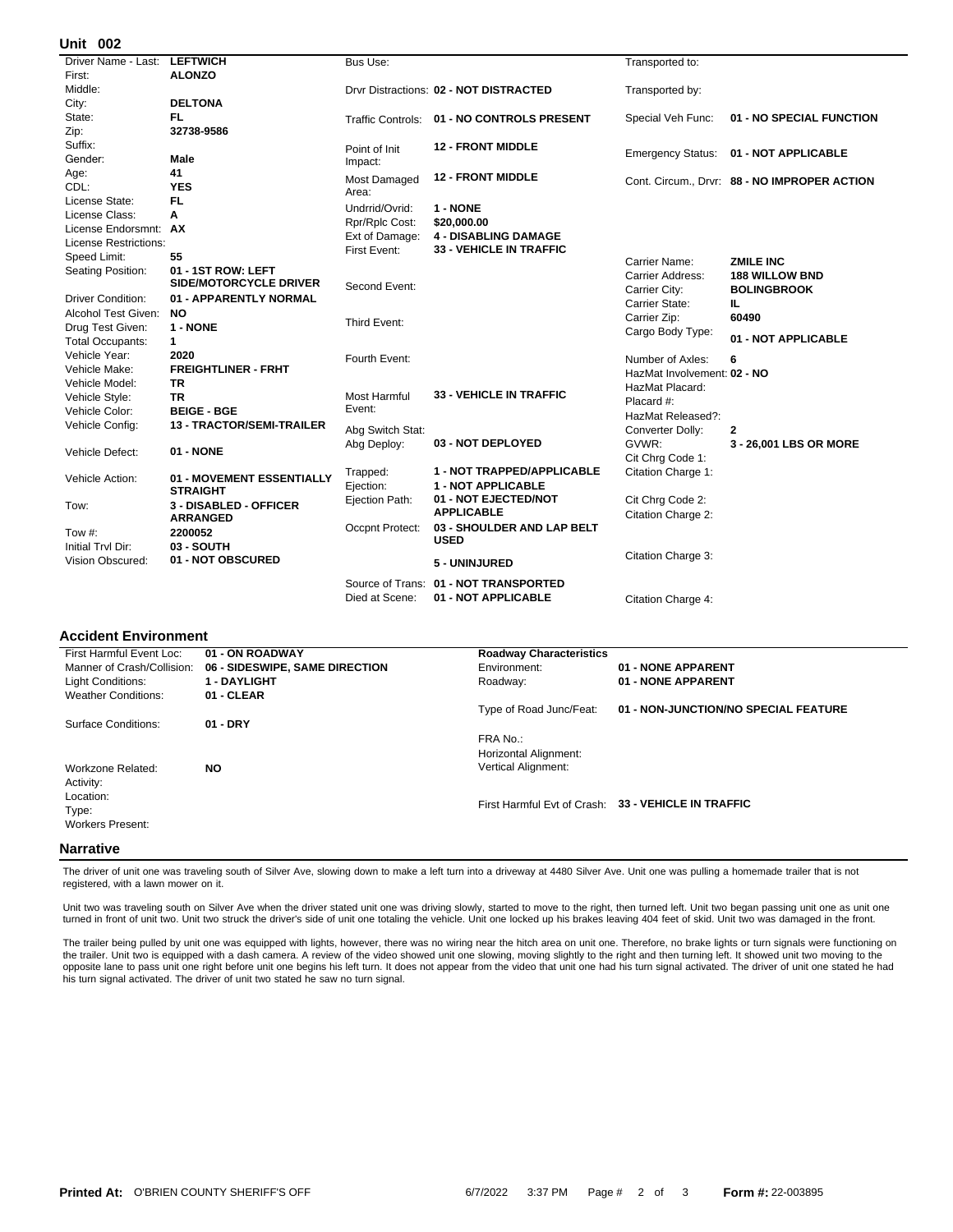## Unit 002

| Field | Value |
|---|---|
| Driver Name - Last: | LEFTWICH |
| First: | ALONZO |
| Middle: | |
| City: | DELTONA |
| State: | FL |
| Zip: | 32738-9586 |
| Suffix: | |
| Gender: | Male |
| Age: | 41 |
| CDL: | YES |
| License State: | FL |
| License Class: | A |
| License Endorsmnt: | AX |
| License Restrictions: | |
| Speed Limit: | 55 |
| Seating Position: | 01 - 1ST ROW: LEFT SIDE/MOTORCYCLE DRIVER |
| Driver Condition: | 01 - APPARENTLY NORMAL |
| Alcohol Test Given: | NO |
| Drug Test Given: | 1 - NONE |
| Total Occupants: | 1 |
| Vehicle Year: | 2020 |
| Vehicle Make: | FREIGHTLINER - FRHT |
| Vehicle Model: | TR |
| Vehicle Style: | TR |
| Vehicle Color: | BEIGE - BGE |
| Vehicle Config: | 13 - TRACTOR/SEMI-TRAILER |
| Vehicle Defect: | 01 - NONE |
| Vehicle Action: | 01 - MOVEMENT ESSENTIALLY STRAIGHT |
| Tow: | 3 - DISABLED - OFFICER ARRANGED |
| Tow #: | 2200052 |
| Initial Trvl Dir: | 03 - SOUTH |
| Vision Obscured: | 01 - NOT OBSCURED |

| Field | Value |
|---|---|
| Bus Use: | |
| Drvr Distractions: | 02 - NOT DISTRACTED |
| Traffic Controls: | 01 - NO CONTROLS PRESENT |
| Point of Init Impact: | 12 - FRONT MIDDLE |
| Most Damaged Area: | 12 - FRONT MIDDLE |
| Undrrid/Ovrid: | 1 - NONE |
| Rpr/Rplc Cost: | $20,000.00 |
| Ext of Damage: | 4 - DISABLING DAMAGE |
| First Event: | 33 - VEHICLE IN TRAFFIC |
| Second Event: | |
| Third Event: | |
| Fourth Event: | |
| Most Harmful Event: | 33 - VEHICLE IN TRAFFIC |
| Abg Switch Stat: | |
| Abg Deploy: | 03 - NOT DEPLOYED |
| Trapped: | 1 - NOT TRAPPED/APPLICABLE |
| Ejection: | 1 - NOT APPLICABLE |
| Ejection Path: | 01 - NOT EJECTED/NOT APPLICABLE |
| Occpnt Protect: | 03 - SHOULDER AND LAP BELT USED |
| | 5 - UNINJURED |
| Source of Trans: | 01 - NOT TRANSPORTED |
| Died at Scene: | 01 - NOT APPLICABLE |

| Field | Value |
|---|---|
| Transported to: | |
| Transported by: | |
| Special Veh Func: | 01 - NO SPECIAL FUNCTION |
| Emergency Status: | 01 - NOT APPLICABLE |
| Cont. Circum., Drvr: | 88 - NO IMPROPER ACTION |
| Carrier Name: | ZMILE INC |
| Carrier Address: | 188 WILLOW BND |
| Carrier City: | BOLINGBROOK |
| Carrier State: | IL |
| Carrier Zip: | 60490 |
| Cargo Body Type: | 01 - NOT APPLICABLE |
| Number of Axles: | 6 |
| HazMat Involvement: | 02 - NO |
| HazMat Placard: | |
| Placard #: | |
| HazMat Released?: | |
| Converter Dolly: | 2 |
| GVWR: | 3 - 26,001 LBS OR MORE |
| Cit Chrg Code 1: | |
| Citation Charge 1: | |
| Cit Chrg Code 2: | |
| Citation Charge 2: | |
| Citation Charge 3: | |
| Citation Charge 4: | |

## Accident Environment

| Field | Value |
|---|---|
| First Harmful Event Loc: | 01 - ON ROADWAY |
| Manner of Crash/Collision: | 06 - SIDESWIPE, SAME DIRECTION |
| Light Conditions: | 1 - DAYLIGHT |
| Weather Conditions: | 01 - CLEAR |
| Surface Conditions: | 01 - DRY |
| Workzone Related: | NO |
| Activity: | |
| Location: | |
| Type: | |
| Workers Present: | |

| Roadway Characteristics | |
|---|---|
| Environment: | 01 - NONE APPARENT |
| Roadway: | 01 - NONE APPARENT |
| Type of Road Junc/Feat: | 01 - NON-JUNCTION/NO SPECIAL FEATURE |
| FRA No.: | |
| Horizontal Alignment: | |
| Vertical Alignment: | |
| First Harmful Evt of Crash: | 33 - VEHICLE IN TRAFFIC |

## Narrative

The driver of unit one was traveling south of Silver Ave, slowing down to make a left turn into a driveway at 4480 Silver Ave. Unit one was pulling a homemade trailer that is not registered, with a lawn mower on it.

Unit two was traveling south on Silver Ave when the driver stated unit one was driving slowly, started to move to the right, then turned left. Unit two began passing unit one as unit one turned in front of unit two. Unit two struck the driver's side of unit one totaling the vehicle. Unit one locked up his brakes leaving 404 feet of skid. Unit two was damaged in the front.

The trailer being pulled by unit one was equipped with lights, however, there was no wiring near the hitch area on unit one. Therefore, no brake lights or turn signals were functioning on the trailer. Unit two is equipped with a dash camera. A review of the video showed unit one slowing, moving slightly to the right and then turning left. It showed unit two moving to the opposite lane to pass unit one right before unit one begins his left turn. It does not appear from the video that unit one had his turn signal activated. The driver of unit one stated he had his turn signal activated. The driver of unit two stated he saw no turn signal.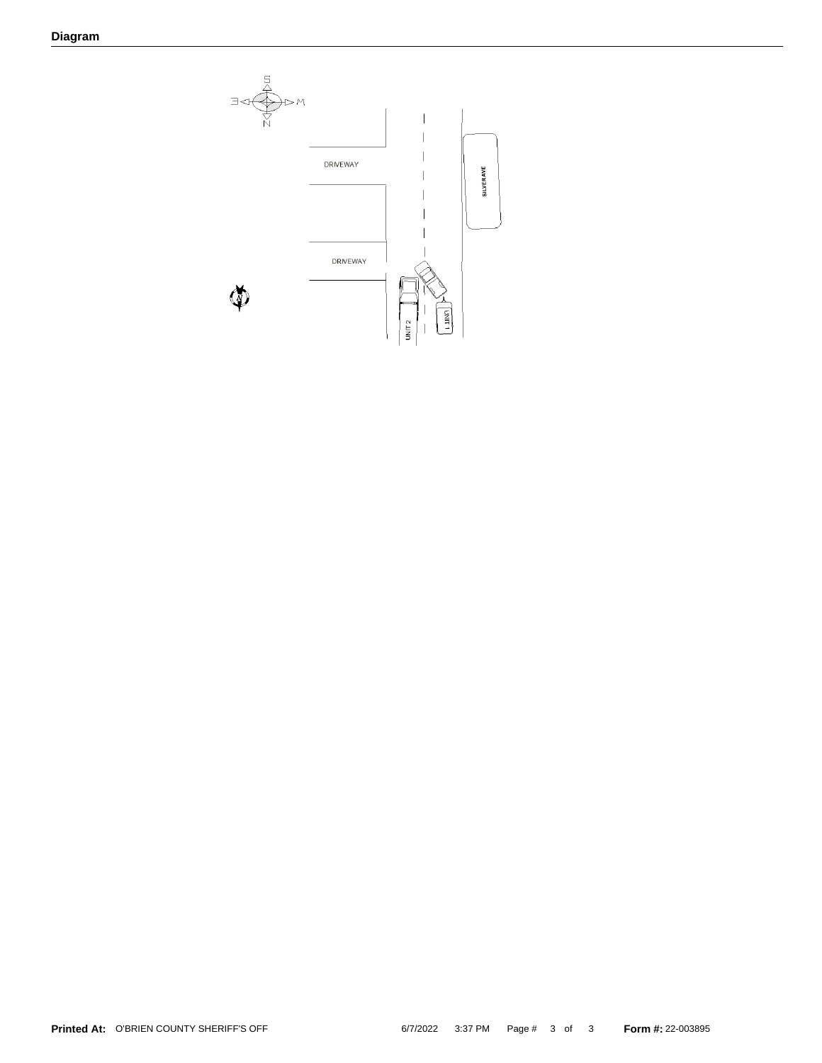**Diagram**

S

E

W

N

DRIVEWAY

SILVER AVE

DRIVEWAY

UNIT 2

UNIT 1